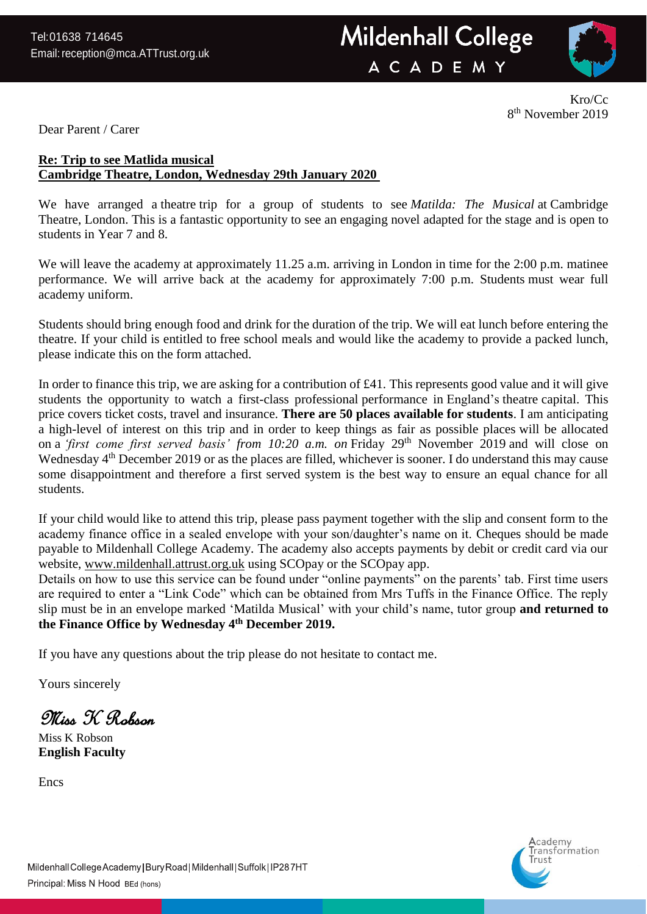Tel:01638 714645
Email: reception@mca.ATTrust.org.uk

**Mildenhall College ACADEMY**

Kro/Cc
8th November 2019

Dear Parent / Carer

**Re: Trip to see Matlida musical**
**Cambridge Theatre, London, Wednesday 29th January 2020**

We have arranged a theatre trip for a group of students to see *Matilda: The Musical* at Cambridge Theatre, London. This is a fantastic opportunity to see an engaging novel adapted for the stage and is open to students in Year 7 and 8.

We will leave the academy at approximately 11.25 a.m. arriving in London in time for the 2:00 p.m. matinee performance. We will arrive back at the academy for approximately 7:00 p.m. Students must wear full academy uniform.

Students should bring enough food and drink for the duration of the trip. We will eat lunch before entering the theatre. If your child is entitled to free school meals and would like the academy to provide a packed lunch, please indicate this on the form attached.

In order to finance this trip, we are asking for a contribution of £41. This represents good value and it will give students the opportunity to watch a first-class professional performance in England's theatre capital. This price covers ticket costs, travel and insurance. **There are 50 places available for students**. I am anticipating a high-level of interest on this trip and in order to keep things as fair as possible places will be allocated on a *'first come first served basis' from 10:20 a.m. on* Friday 29th November 2019 and will close on Wednesday 4th December 2019 or as the places are filled, whichever is sooner. I do understand this may cause some disappointment and therefore a first served system is the best way to ensure an equal chance for all students.

If your child would like to attend this trip, please pass payment together with the slip and consent form to the academy finance office in a sealed envelope with your son/daughter's name on it. Cheques should be made payable to Mildenhall College Academy. The academy also accepts payments by debit or credit card via our website, www.mildenhall.attrust.org.uk using SCOpay or the SCOpay app.
Details on how to use this service can be found under "online payments" on the parents' tab. First time users are required to enter a "Link Code" which can be obtained from Mrs Tuffs in the Finance Office. The reply slip must be in an envelope marked 'Matilda Musical' with your child's name, tutor group **and returned to the Finance Office by Wednesday 4th December 2019.**

If you have any questions about the trip please do not hesitate to contact me.

Yours sincerely

*Miss K Robson*

Miss K Robson
**English Faculty**

Encs

Mildenhall College Academy | Bury Road | Mildenhall | Suffolk | IP28 7HT
Principal: Miss N Hood BEd (hons)

Academy Transformation Trust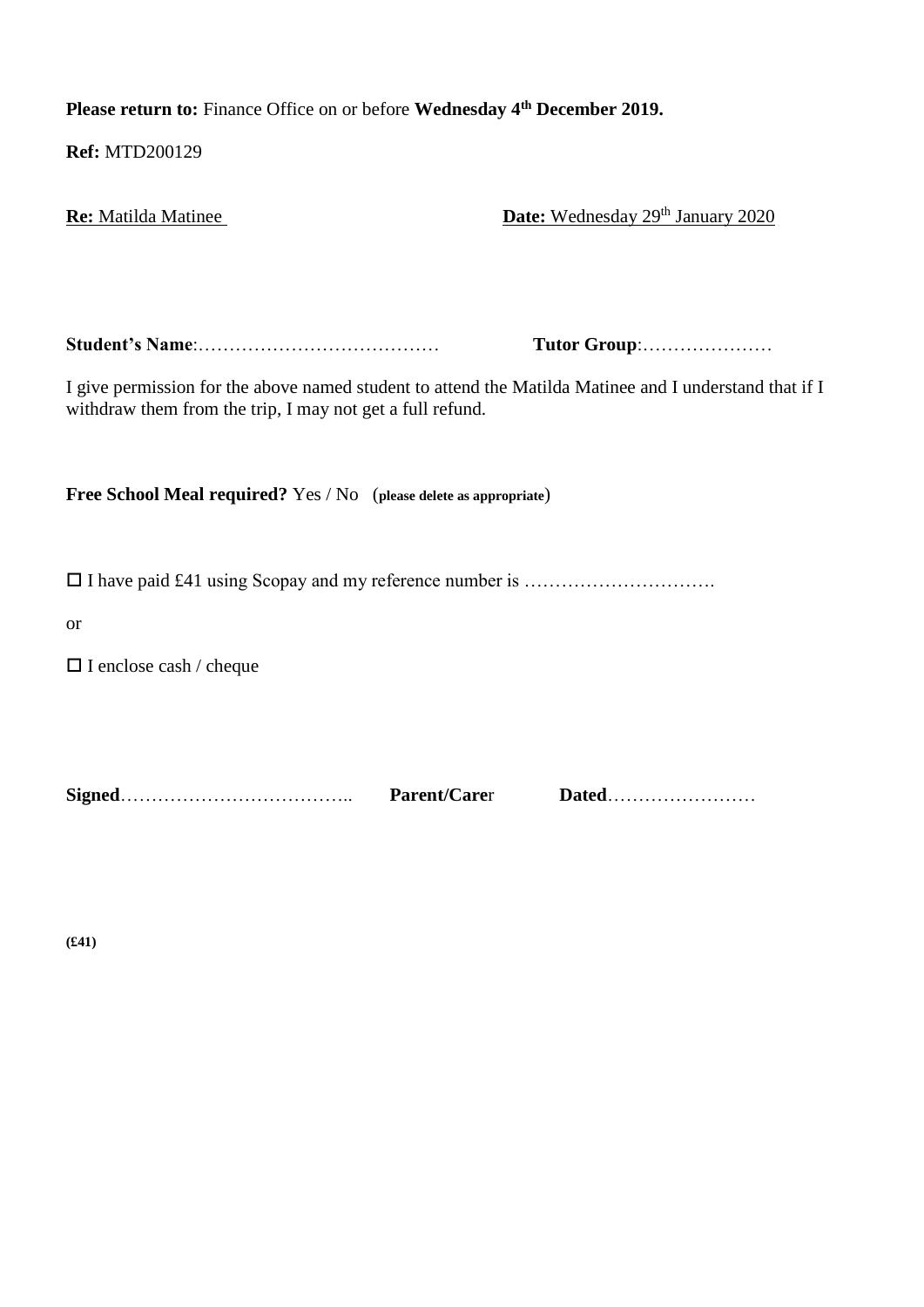**Please return to:** Finance Office on or before **Wednesday 4th December 2019.**

**Ref:** MTD200129

**Re:** Matilda Matinee **Date:** Wednesday 29th January 2020

**Student's Name**:………………………………… **Tutor Group**:…………………

I give permission for the above named student to attend the Matilda Matinee and I understand that if I withdraw them from the trip, I may not get a full refund.

**Free School Meal required?** Yes / No (**please delete as appropriate**)

☐ I have paid £41 using Scopay and my reference number is ………………………….

or

☐ I enclose cash / cheque

**Signed**……………………………….. **Parent/Care**r **Dated**……………………

**(£41)**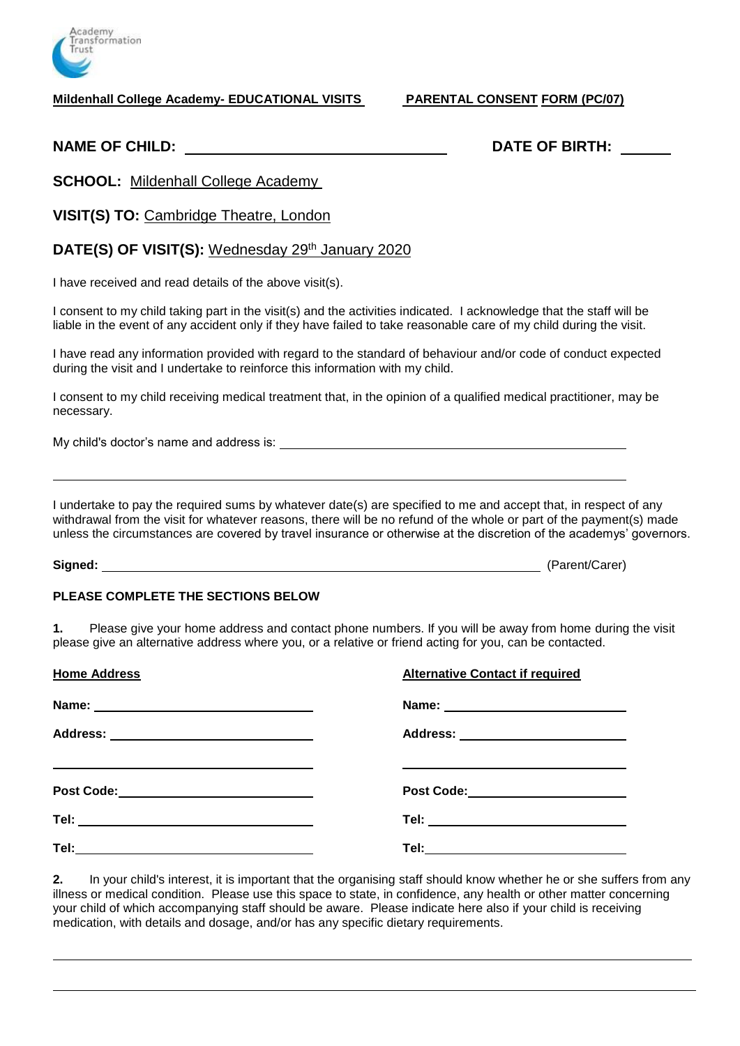Academy Transformation Trust

**Mildenhall College Academy- EDUCATIONAL VISITS PARENTAL CONSENT FORM (PC/07)**

**NAME OF CHILD:** \_\_\_\_\_\_\_\_\_\_\_\_\_\_\_\_\_\_\_\_\_\_\_\_\_\_\_\_\_\_ **DATE OF BIRTH:** \_\_\_\_\_\_

**SCHOOL:** Mildenhall College Academy

**VISIT(S) TO:** Cambridge Theatre, London

**DATE(S) OF VISIT(S):** Wednesday 29th January 2020

I have received and read details of the above visit(s).

I consent to my child taking part in the visit(s) and the activities indicated. I acknowledge that the staff will be liable in the event of any accident only if they have failed to take reasonable care of my child during the visit.

I have read any information provided with regard to the standard of behaviour and/or code of conduct expected during the visit and I undertake to reinforce this information with my child.

I consent to my child receiving medical treatment that, in the opinion of a qualified medical practitioner, may be necessary.

My child's doctor's name and address is: \_\_\_\_\_\_\_\_\_\_\_\_\_\_\_\_\_\_\_\_\_\_\_\_\_\_\_\_\_\_\_\_\_\_\_\_\_\_\_\_

\_\_\_\_\_\_\_\_\_\_\_\_\_\_\_\_\_\_\_\_\_\_\_\_\_\_\_\_\_\_\_\_\_\_\_\_\_\_\_\_\_\_\_\_\_\_\_\_\_\_\_\_\_\_\_\_\_\_\_\_\_\_\_\_\_\_\_\_\_\_

I undertake to pay the required sums by whatever date(s) are specified to me and accept that, in respect of any withdrawal from the visit for whatever reasons, there will be no refund of the whole or part of the payment(s) made unless the circumstances are covered by travel insurance or otherwise at the discretion of the academys' governors.

**Signed:** \_\_\_\_\_\_\_\_\_\_\_\_\_\_\_\_\_\_\_\_\_\_\_\_\_\_\_\_\_\_\_\_\_\_\_\_\_\_\_\_\_\_\_\_\_\_\_\_\_\_ (Parent/Carer)

**PLEASE COMPLETE THE SECTIONS BELOW**

**1.** Please give your home address and contact phone numbers. If you will be away from home during the visit please give an alternative address where you, or a relative or friend acting for you, can be contacted.

| **Home Address** | **Alternative Contact if required** |
|---|---|
| **Name:** | **Name:** |
| **Address:** | **Address:** |
| | |
| **Post Code:** | **Post Code:** |
| **Tel:** | **Tel:** |
| **Tel:** | **Tel:** |

**2.** In your child's interest, it is important that the organising staff should know whether he or she suffers from any illness or medical condition. Please use this space to state, in confidence, any health or other matter concerning your child of which accompanying staff should be aware. Please indicate here also if your child is receiving medication, with details and dosage, and/or has any specific dietary requirements.

\_\_\_\_\_\_\_\_\_\_\_\_\_\_\_\_\_\_\_\_\_\_\_\_\_\_\_\_\_\_\_\_\_\_\_\_\_\_\_\_\_\_\_\_\_\_\_\_\_\_\_\_\_\_\_\_\_\_\_\_\_\_\_\_\_\_\_\_\_\_

\_\_\_\_\_\_\_\_\_\_\_\_\_\_\_\_\_\_\_\_\_\_\_\_\_\_\_\_\_\_\_\_\_\_\_\_\_\_\_\_\_\_\_\_\_\_\_\_\_\_\_\_\_\_\_\_\_\_\_\_\_\_\_\_\_\_\_\_\_\_